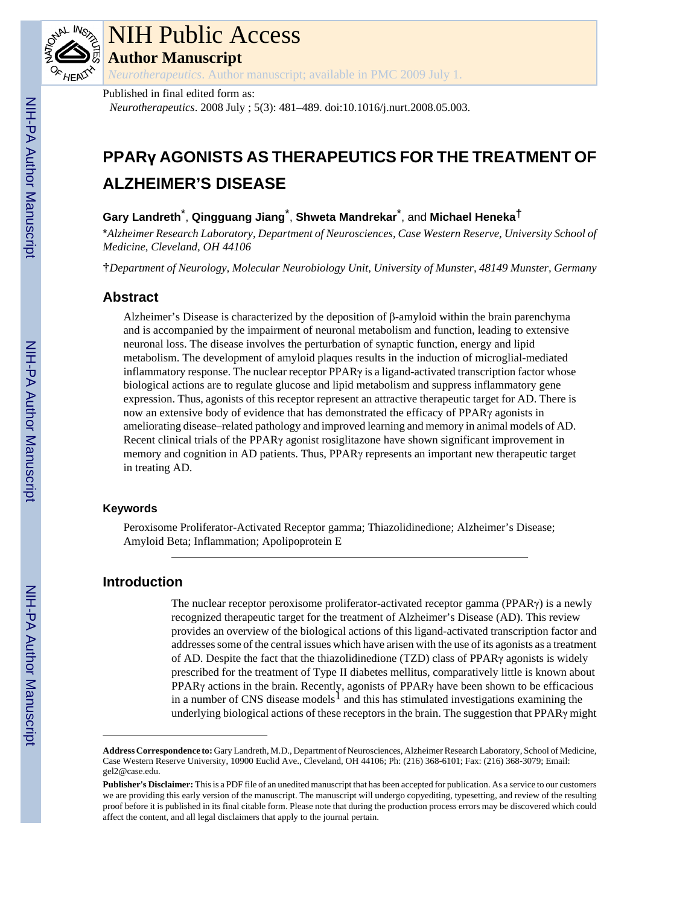# NIH Public Access

## Author Manuscript

*Neurotherapeutics*. Author manuscript; available in PMC 2009 July 1.

Published in final edited form as:

*Neurotherapeutics*. 2008 July ; 5(3): 481–489. doi:10.1016/j.nurt.2008.05.003.

# PPARγ AGONISTS AS THERAPEUTICS FOR THE TREATMENT OF ALZHEIMER'S DISEASE

**Gary Landreth**[*], **Qingguang Jiang**[*], **Shweta Mandrekar**[*], and **Michael Heneka**[†]

[*]*Alzheimer Research Laboratory, Department of Neurosciences, Case Western Reserve, University School of Medicine, Cleveland, OH 44106*

[†]*Department of Neurology, Molecular Neurobiology Unit, University of Munster, 48149 Munster, Germany*

## Abstract

Alzheimer's Disease is characterized by the deposition of β-amyloid within the brain parenchyma and is accompanied by the impairment of neuronal metabolism and function, leading to extensive neuronal loss. The disease involves the perturbation of synaptic function, energy and lipid metabolism. The development of amyloid plaques results in the induction of microglial-mediated inflammatory response. The nuclear receptor PPARγ is a ligand-activated transcription factor whose biological actions are to regulate glucose and lipid metabolism and suppress inflammatory gene expression. Thus, agonists of this receptor represent an attractive therapeutic target for AD. There is now an extensive body of evidence that has demonstrated the efficacy of PPARγ agonists in ameliorating disease–related pathology and improved learning and memory in animal models of AD. Recent clinical trials of the PPARγ agonist rosiglitazone have shown significant improvement in memory and cognition in AD patients. Thus, PPARγ represents an important new therapeutic target in treating AD.

### Keywords

Peroxisome Proliferator-Activated Receptor gamma; Thiazolidinedione; Alzheimer's Disease; Amyloid Beta; Inflammation; Apolipoprotein E

## Introduction

The nuclear receptor peroxisome proliferator-activated receptor gamma (PPARγ) is a newly recognized therapeutic target for the treatment of Alzheimer's Disease (AD). This review provides an overview of the biological actions of this ligand-activated transcription factor and addresses some of the central issues which have arisen with the use of its agonists as a treatment of AD. Despite the fact that the thiazolidinedione (TZD) class of PPARγ agonists is widely prescribed for the treatment of Type II diabetes mellitus, comparatively little is known about PPARγ actions in the brain. Recently, agonists of PPARγ have been shown to be efficacious in a number of CNS disease models[1] and this has stimulated investigations examining the underlying biological actions of these receptors in the brain. The suggestion that PPARγ might

---

**Address Correspondence to:** Gary Landreth, M.D., Department of Neurosciences, Alzheimer Research Laboratory, School of Medicine, Case Western Reserve University, 10900 Euclid Ave., Cleveland, OH 44106; Ph: (216) 368-6101; Fax: (216) 368-3079; Email: gel2@case.edu.

**Publisher's Disclaimer:** This is a PDF file of an unedited manuscript that has been accepted for publication. As a service to our customers we are providing this early version of the manuscript. The manuscript will undergo copyediting, typesetting, and review of the resulting proof before it is published in its final citable form. Please note that during the production process errors may be discovered which could affect the content, and all legal disclaimers that apply to the journal pertain.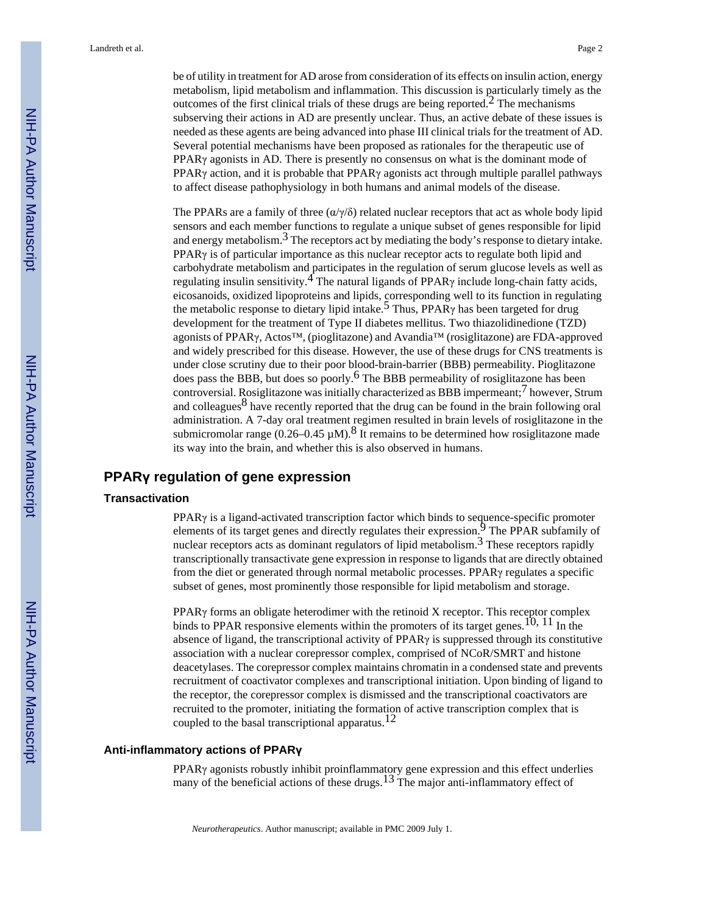be of utility in treatment for AD arose from consideration of its effects on insulin action, energy metabolism, lipid metabolism and inflammation. This discussion is particularly timely as the outcomes of the first clinical trials of these drugs are being reported.[2] The mechanisms subserving their actions in AD are presently unclear. Thus, an active debate of these issues is needed as these agents are being advanced into phase III clinical trials for the treatment of AD. Several potential mechanisms have been proposed as rationales for the therapeutic use of PPARγ agonists in AD. There is presently no consensus on what is the dominant mode of PPARγ action, and it is probable that PPARγ agonists act through multiple parallel pathways to affect disease pathophysiology in both humans and animal models of the disease.

The PPARs are a family of three (α/γ/δ) related nuclear receptors that act as whole body lipid sensors and each member functions to regulate a unique subset of genes responsible for lipid and energy metabolism.[3] The receptors act by mediating the body's response to dietary intake. PPARγ is of particular importance as this nuclear receptor acts to regulate both lipid and carbohydrate metabolism and participates in the regulation of serum glucose levels as well as regulating insulin sensitivity.[4] The natural ligands of PPARγ include long-chain fatty acids, eicosanoids, oxidized lipoproteins and lipids, corresponding well to its function in regulating the metabolic response to dietary lipid intake.[5] Thus, PPARγ has been targeted for drug development for the treatment of Type II diabetes mellitus. Two thiazolidinedione (TZD) agonists of PPARγ, Actos™, (pioglitazone) and Avandia™ (rosiglitazone) are FDA-approved and widely prescribed for this disease. However, the use of these drugs for CNS treatments is under close scrutiny due to their poor blood-brain-barrier (BBB) permeability. Pioglitazone does pass the BBB, but does so poorly.[6] The BBB permeability of rosiglitazone has been controversial. Rosiglitazone was initially characterized as BBB impermeant;[7] however, Strum and colleagues[8] have recently reported that the drug can be found in the brain following oral administration. A 7-day oral treatment regimen resulted in brain levels of rosiglitazone in the submicromolar range (0.26–0.45 μM).[8] It remains to be determined how rosiglitazone made its way into the brain, and whether this is also observed in humans.

## PPARγ regulation of gene expression

### Transactivation

PPARγ is a ligand-activated transcription factor which binds to sequence-specific promoter elements of its target genes and directly regulates their expression.[9] The PPAR subfamily of nuclear receptors acts as dominant regulators of lipid metabolism.[3] These receptors rapidly transcriptionally transactivate gene expression in response to ligands that are directly obtained from the diet or generated through normal metabolic processes. PPARγ regulates a specific subset of genes, most prominently those responsible for lipid metabolism and storage.

PPARγ forms an obligate heterodimer with the retinoid X receptor. This receptor complex binds to PPAR responsive elements within the promoters of its target genes.[10, 11] In the absence of ligand, the transcriptional activity of PPARγ is suppressed through its constitutive association with a nuclear corepressor complex, comprised of NCoR/SMRT and histone deacetylases. The corepressor complex maintains chromatin in a condensed state and prevents recruitment of coactivator complexes and transcriptional initiation. Upon binding of ligand to the receptor, the corepressor complex is dismissed and the transcriptional coactivators are recruited to the promoter, initiating the formation of active transcription complex that is coupled to the basal transcriptional apparatus.[12]

### Anti-inflammatory actions of PPARγ

PPARγ agonists robustly inhibit proinflammatory gene expression and this effect underlies many of the beneficial actions of these drugs.[13] The major anti-inflammatory effect of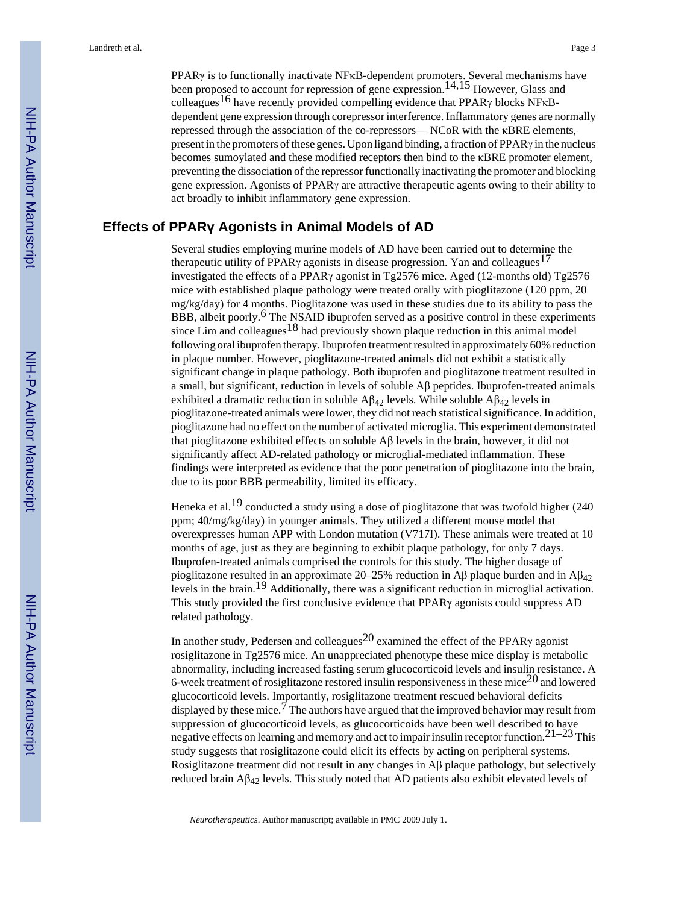PPARγ is to functionally inactivate NFκB-dependent promoters. Several mechanisms have been proposed to account for repression of gene expression.[14,15] However, Glass and colleagues[16] have recently provided compelling evidence that PPARγ blocks NFκB-dependent gene expression through corepressor interference. Inflammatory genes are normally repressed through the association of the co-repressors— NCoR with the κBRE elements, present in the promoters of these genes. Upon ligand binding, a fraction of PPARγ in the nucleus becomes sumoylated and these modified receptors then bind to the κBRE promoter element, preventing the dissociation of the repressor functionally inactivating the promoter and blocking gene expression. Agonists of PPARγ are attractive therapeutic agents owing to their ability to act broadly to inhibit inflammatory gene expression.

## Effects of PPARγ Agonists in Animal Models of AD

Several studies employing murine models of AD have been carried out to determine the therapeutic utility of PPARγ agonists in disease progression. Yan and colleagues[17] investigated the effects of a PPARγ agonist in Tg2576 mice. Aged (12-months old) Tg2576 mice with established plaque pathology were treated orally with pioglitazone (120 ppm, 20 mg/kg/day) for 4 months. Pioglitazone was used in these studies due to its ability to pass the BBB, albeit poorly.[6] The NSAID ibuprofen served as a positive control in these experiments since Lim and colleagues[18] had previously shown plaque reduction in this animal model following oral ibuprofen therapy. Ibuprofen treatment resulted in approximately 60% reduction in plaque number. However, pioglitazone-treated animals did not exhibit a statistically significant change in plaque pathology. Both ibuprofen and pioglitazone treatment resulted in a small, but significant, reduction in levels of soluble Aβ peptides. Ibuprofen-treated animals exhibited a dramatic reduction in soluble $A\beta_{42}$ levels. While soluble $A\beta_{42}$ levels in pioglitazone-treated animals were lower, they did not reach statistical significance. In addition, pioglitazone had no effect on the number of activated microglia. This experiment demonstrated that pioglitazone exhibited effects on soluble Aβ levels in the brain, however, it did not significantly affect AD-related pathology or microglial-mediated inflammation. These findings were interpreted as evidence that the poor penetration of pioglitazone into the brain, due to its poor BBB permeability, limited its efficacy.

Heneka et al.[19] conducted a study using a dose of pioglitazone that was twofold higher (240 ppm; 40/mg/kg/day) in younger animals. They utilized a different mouse model that overexpresses human APP with London mutation (V717I). These animals were treated at 10 months of age, just as they are beginning to exhibit plaque pathology, for only 7 days. Ibuprofen-treated animals comprised the controls for this study. The higher dosage of pioglitazone resulted in an approximate 20–25% reduction in Aβ plaque burden and in $A\beta_{42}$ levels in the brain.[19] Additionally, there was a significant reduction in microglial activation. This study provided the first conclusive evidence that PPARγ agonists could suppress AD related pathology.

In another study, Pedersen and colleagues[20] examined the effect of the PPARγ agonist rosiglitazone in Tg2576 mice. An unappreciated phenotype these mice display is metabolic abnormality, including increased fasting serum glucocorticoid levels and insulin resistance. A 6-week treatment of rosiglitazone restored insulin responsiveness in these mice[20] and lowered glucocorticoid levels. Importantly, rosiglitazone treatment rescued behavioral deficits displayed by these mice.[7] The authors have argued that the improved behavior may result from suppression of glucocorticoid levels, as glucocorticoids have been well described to have negative effects on learning and memory and act to impair insulin receptor function.[21–23] This study suggests that rosiglitazone could elicit its effects by acting on peripheral systems. Rosiglitazone treatment did not result in any changes in Aβ plaque pathology, but selectively reduced brain $A\beta_{42}$ levels. This study noted that AD patients also exhibit elevated levels of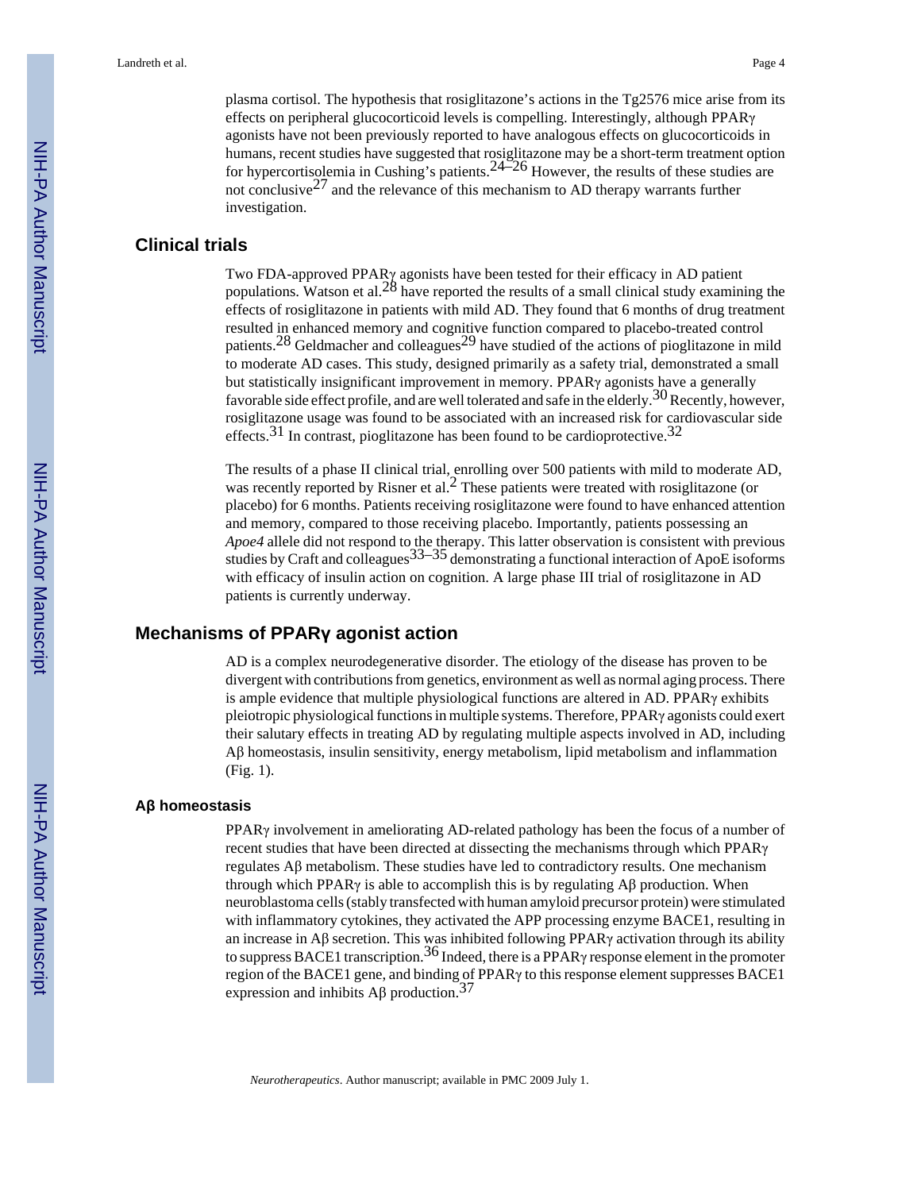plasma cortisol. The hypothesis that rosiglitazone's actions in the Tg2576 mice arise from its effects on peripheral glucocorticoid levels is compelling. Interestingly, although PPARγ agonists have not been previously reported to have analogous effects on glucocorticoids in humans, recent studies have suggested that rosiglitazone may be a short-term treatment option for hypercortisolemia in Cushing's patients.[24–26] However, the results of these studies are not conclusive[27] and the relevance of this mechanism to AD therapy warrants further investigation.

## Clinical trials

Two FDA-approved PPARγ agonists have been tested for their efficacy in AD patient populations. Watson et al.[28] have reported the results of a small clinical study examining the effects of rosiglitazone in patients with mild AD. They found that 6 months of drug treatment resulted in enhanced memory and cognitive function compared to placebo-treated control patients.[28] Geldmacher and colleagues[29] have studied of the actions of pioglitazone in mild to moderate AD cases. This study, designed primarily as a safety trial, demonstrated a small but statistically insignificant improvement in memory. PPARγ agonists have a generally favorable side effect profile, and are well tolerated and safe in the elderly.[30] Recently, however, rosiglitazone usage was found to be associated with an increased risk for cardiovascular side effects.[31] In contrast, pioglitazone has been found to be cardioprotective.[32]

The results of a phase II clinical trial, enrolling over 500 patients with mild to moderate AD, was recently reported by Risner et al.[2] These patients were treated with rosiglitazone (or placebo) for 6 months. Patients receiving rosiglitazone were found to have enhanced attention and memory, compared to those receiving placebo. Importantly, patients possessing an *Apoe4* allele did not respond to the therapy. This latter observation is consistent with previous studies by Craft and colleagues[33–35] demonstrating a functional interaction of ApoE isoforms with efficacy of insulin action on cognition. A large phase III trial of rosiglitazone in AD patients is currently underway.

## Mechanisms of PPARγ agonist action

AD is a complex neurodegenerative disorder. The etiology of the disease has proven to be divergent with contributions from genetics, environment as well as normal aging process. There is ample evidence that multiple physiological functions are altered in AD. PPARγ exhibits pleiotropic physiological functions in multiple systems. Therefore, PPARγ agonists could exert their salutary effects in treating AD by regulating multiple aspects involved in AD, including Aβ homeostasis, insulin sensitivity, energy metabolism, lipid metabolism and inflammation (Fig. 1).

### Aβ homeostasis

PPARγ involvement in ameliorating AD-related pathology has been the focus of a number of recent studies that have been directed at dissecting the mechanisms through which PPARγ regulates Aβ metabolism. These studies have led to contradictory results. One mechanism through which PPARγ is able to accomplish this is by regulating Aβ production. When neuroblastoma cells (stably transfected with human amyloid precursor protein) were stimulated with inflammatory cytokines, they activated the APP processing enzyme BACE1, resulting in an increase in Aβ secretion. This was inhibited following PPARγ activation through its ability to suppress BACE1 transcription.[36] Indeed, there is a PPARγ response element in the promoter region of the BACE1 gene, and binding of PPARγ to this response element suppresses BACE1 expression and inhibits Aβ production.[37]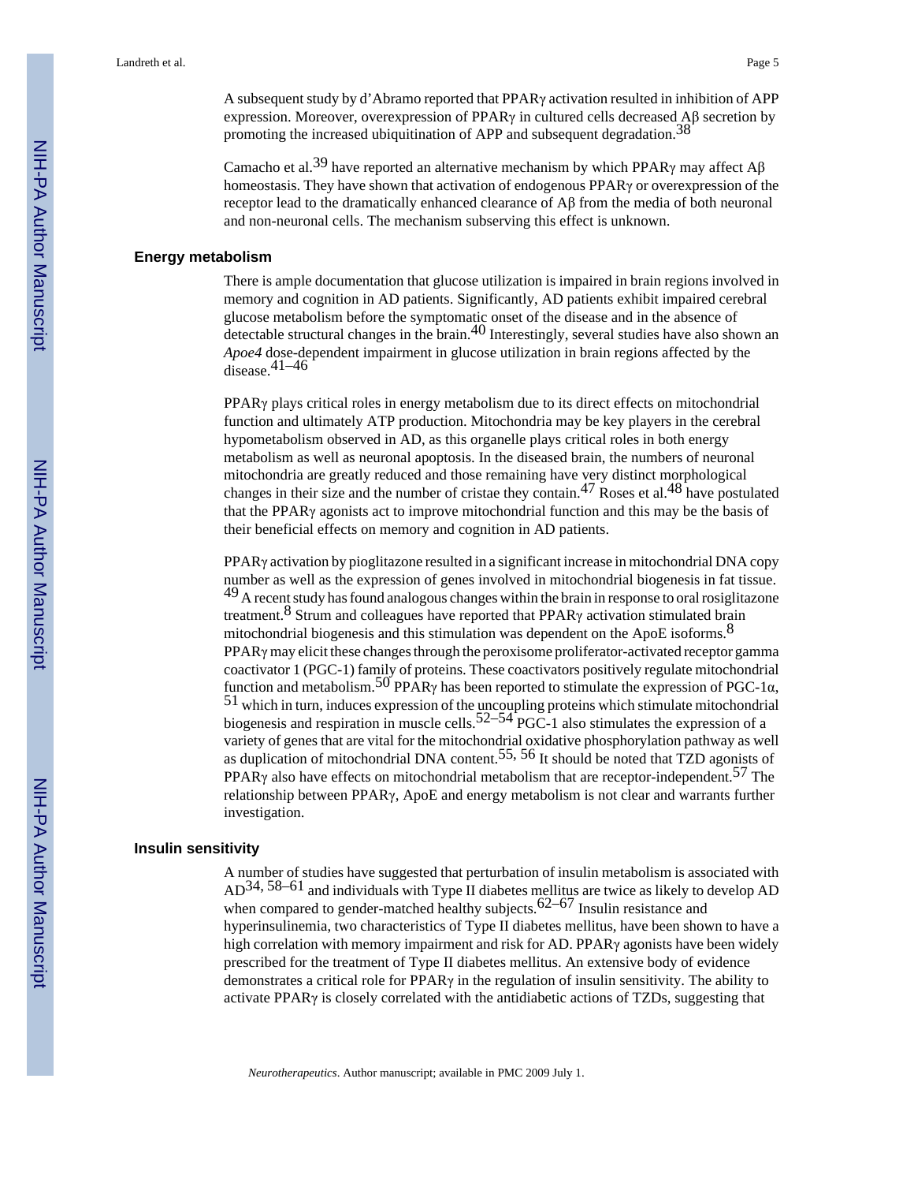A subsequent study by d'Abramo reported that PPARγ activation resulted in inhibition of APP expression. Moreover, overexpression of PPARγ in cultured cells decreased Aβ secretion by promoting the increased ubiquitination of APP and subsequent degradation.[38]

Camacho et al.[39] have reported an alternative mechanism by which PPARγ may affect Aβ homeostasis. They have shown that activation of endogenous PPARγ or overexpression of the receptor lead to the dramatically enhanced clearance of Aβ from the media of both neuronal and non-neuronal cells. The mechanism subserving this effect is unknown.

## Energy metabolism

There is ample documentation that glucose utilization is impaired in brain regions involved in memory and cognition in AD patients. Significantly, AD patients exhibit impaired cerebral glucose metabolism before the symptomatic onset of the disease and in the absence of detectable structural changes in the brain.[40] Interestingly, several studies have also shown an *Apoe4* dose-dependent impairment in glucose utilization in brain regions affected by the disease.[41–46]

PPARγ plays critical roles in energy metabolism due to its direct effects on mitochondrial function and ultimately ATP production. Mitochondria may be key players in the cerebral hypometabolism observed in AD, as this organelle plays critical roles in both energy metabolism as well as neuronal apoptosis. In the diseased brain, the numbers of neuronal mitochondria are greatly reduced and those remaining have very distinct morphological changes in their size and the number of cristae they contain.[47] Roses et al.[48] have postulated that the PPARγ agonists act to improve mitochondrial function and this may be the basis of their beneficial effects on memory and cognition in AD patients.

PPARγ activation by pioglitazone resulted in a significant increase in mitochondrial DNA copy number as well as the expression of genes involved in mitochondrial biogenesis in fat tissue.[49] A recent study has found analogous changes within the brain in response to oral rosiglitazone treatment.[8] Strum and colleagues have reported that PPARγ activation stimulated brain mitochondrial biogenesis and this stimulation was dependent on the ApoE isoforms.[8] PPARγ may elicit these changes through the peroxisome proliferator-activated receptor gamma coactivator 1 (PGC-1) family of proteins. These coactivators positively regulate mitochondrial function and metabolism.[50] PPARγ has been reported to stimulate the expression of PGC-1α,[51] which in turn, induces expression of the uncoupling proteins which stimulate mitochondrial biogenesis and respiration in muscle cells.[52–54] PGC-1 also stimulates the expression of a variety of genes that are vital for the mitochondrial oxidative phosphorylation pathway as well as duplication of mitochondrial DNA content.[55, 56] It should be noted that TZD agonists of PPARγ also have effects on mitochondrial metabolism that are receptor-independent.[57] The relationship between PPARγ, ApoE and energy metabolism is not clear and warrants further investigation.

## Insulin sensitivity

A number of studies have suggested that perturbation of insulin metabolism is associated with AD[34, 58–61] and individuals with Type II diabetes mellitus are twice as likely to develop AD when compared to gender-matched healthy subjects.[62–67] Insulin resistance and hyperinsulinemia, two characteristics of Type II diabetes mellitus, have been shown to have a high correlation with memory impairment and risk for AD. PPARγ agonists have been widely prescribed for the treatment of Type II diabetes mellitus. An extensive body of evidence demonstrates a critical role for PPARγ in the regulation of insulin sensitivity. The ability to activate PPARγ is closely correlated with the antidiabetic actions of TZDs, suggesting that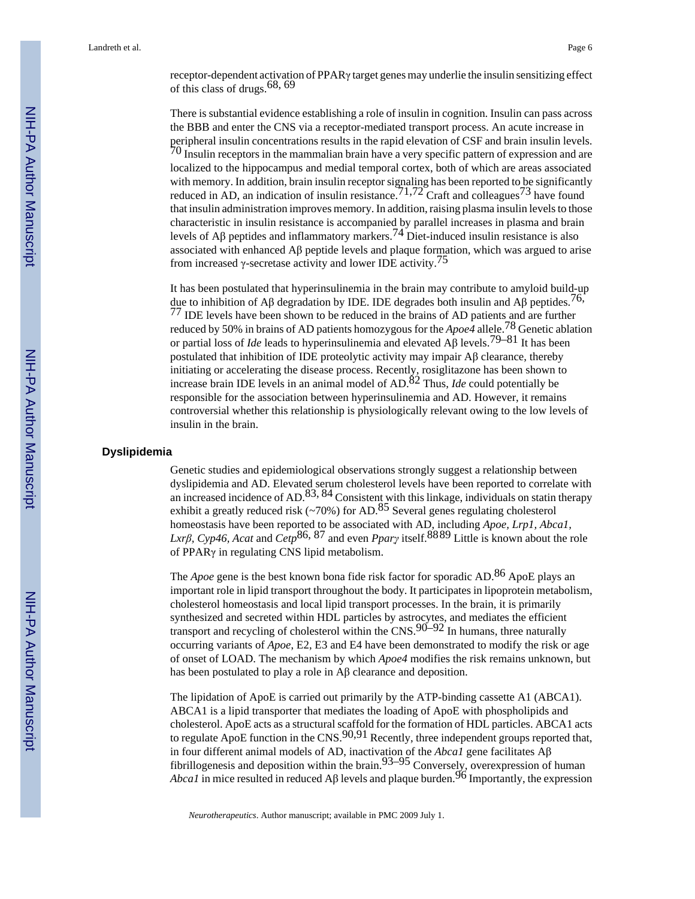receptor-dependent activation of PPARγ target genes may underlie the insulin sensitizing effect of this class of drugs.[68, 69]

There is substantial evidence establishing a role of insulin in cognition. Insulin can pass across the BBB and enter the CNS via a receptor-mediated transport process. An acute increase in peripheral insulin concentrations results in the rapid elevation of CSF and brain insulin levels.[70] Insulin receptors in the mammalian brain have a very specific pattern of expression and are localized to the hippocampus and medial temporal cortex, both of which are areas associated with memory. In addition, brain insulin receptor signaling has been reported to be significantly reduced in AD, an indication of insulin resistance.[71,72] Craft and colleagues[73] have found that insulin administration improves memory. In addition, raising plasma insulin levels to those characteristic in insulin resistance is accompanied by parallel increases in plasma and brain levels of Aβ peptides and inflammatory markers.[74] Diet-induced insulin resistance is also associated with enhanced Aβ peptide levels and plaque formation, which was argued to arise from increased γ-secretase activity and lower IDE activity.[75]

It has been postulated that hyperinsulinemia in the brain may contribute to amyloid build-up due to inhibition of Aβ degradation by IDE. IDE degrades both insulin and Aβ peptides.[76, 77] IDE levels have been shown to be reduced in the brains of AD patients and are further reduced by 50% in brains of AD patients homozygous for the *Apoe4* allele.[78] Genetic ablation or partial loss of *Ide* leads to hyperinsulinemia and elevated Aβ levels.[79–81] It has been postulated that inhibition of IDE proteolytic activity may impair Aβ clearance, thereby initiating or accelerating the disease process. Recently, rosiglitazone has been shown to increase brain IDE levels in an animal model of AD.[82] Thus, *Ide* could potentially be responsible for the association between hyperinsulinemia and AD. However, it remains controversial whether this relationship is physiologically relevant owing to the low levels of insulin in the brain.

## Dyslipidemia

Genetic studies and epidemiological observations strongly suggest a relationship between dyslipidemia and AD. Elevated serum cholesterol levels have been reported to correlate with an increased incidence of AD.[83, 84] Consistent with this linkage, individuals on statin therapy exhibit a greatly reduced risk (~70%) for AD.[85] Several genes regulating cholesterol homeostasis have been reported to be associated with AD, including *Apoe, Lrp1, Abca1, Lxrβ, Cyp46, Acat* and *Cetp*[86, 87] and even *Pparγ* itself.[88][89] Little is known about the role of PPARγ in regulating CNS lipid metabolism.

The *Apoe* gene is the best known bona fide risk factor for sporadic AD.[86] ApoE plays an important role in lipid transport throughout the body. It participates in lipoprotein metabolism, cholesterol homeostasis and local lipid transport processes. In the brain, it is primarily synthesized and secreted within HDL particles by astrocytes, and mediates the efficient transport and recycling of cholesterol within the CNS.[90–92] In humans, three naturally occurring variants of *Apoe*, E2, E3 and E4 have been demonstrated to modify the risk or age of onset of LOAD. The mechanism by which *Apoe4* modifies the risk remains unknown, but has been postulated to play a role in Aβ clearance and deposition.

The lipidation of ApoE is carried out primarily by the ATP-binding cassette A1 (ABCA1). ABCA1 is a lipid transporter that mediates the loading of ApoE with phospholipids and cholesterol. ApoE acts as a structural scaffold for the formation of HDL particles. ABCA1 acts to regulate ApoE function in the CNS.[90,91] Recently, three independent groups reported that, in four different animal models of AD, inactivation of the *Abca1* gene facilitates Aβ fibrillogenesis and deposition within the brain.[93–95] Conversely, overexpression of human *Abca1* in mice resulted in reduced Aβ levels and plaque burden.[96] Importantly, the expression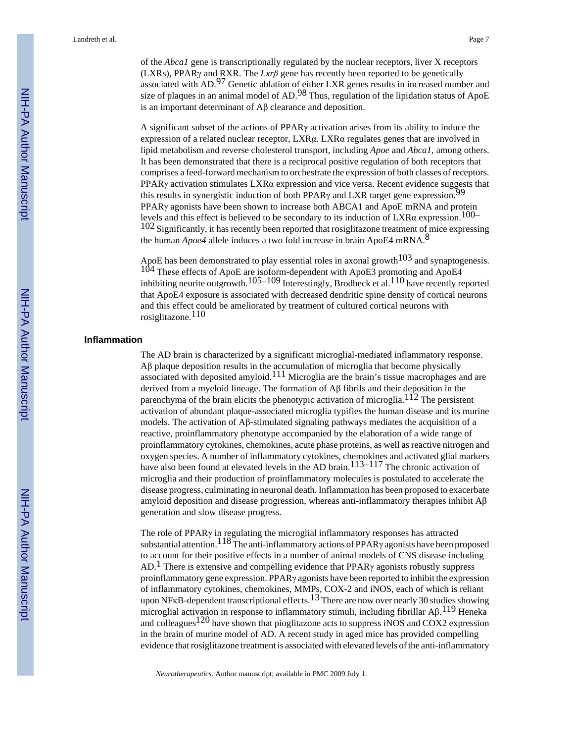of the *Abca1* gene is transcriptionally regulated by the nuclear receptors, liver X receptors (LXRs), PPARγ and RXR. The *Lxrβ* gene has recently been reported to be genetically associated with AD.[97] Genetic ablation of either LXR genes results in increased number and size of plaques in an animal model of AD.[98] Thus, regulation of the lipidation status of ApoE is an important determinant of Aβ clearance and deposition.

A significant subset of the actions of PPARγ activation arises from its ability to induce the expression of a related nuclear receptor, LXRα. LXRα regulates genes that are involved in lipid metabolism and reverse cholesterol transport, including *Apoe* and *Abca1*, among others. It has been demonstrated that there is a reciprocal positive regulation of both receptors that comprises a feed-forward mechanism to orchestrate the expression of both classes of receptors. PPARγ activation stimulates LXRα expression and vice versa. Recent evidence suggests that this results in synergistic induction of both PPARγ and LXR target gene expression.[99] PPARγ agonists have been shown to increase both ABCA1 and ApoE mRNA and protein levels and this effect is believed to be secondary to its induction of LXRα expression.[100–102] Significantly, it has recently been reported that rosiglitazone treatment of mice expressing the human *Apoe4* allele induces a two fold increase in brain ApoE4 mRNA.[8]

ApoE has been demonstrated to play essential roles in axonal growth[103] and synaptogenesis.[104] These effects of ApoE are isoform-dependent with ApoE3 promoting and ApoE4 inhibiting neurite outgrowth.[105–109] Interestingly, Brodbeck et al.[110] have recently reported that ApoE4 exposure is associated with decreased dendritic spine density of cortical neurons and this effect could be ameliorated by treatment of cultured cortical neurons with rosiglitazone.[110]

## Inflammation

The AD brain is characterized by a significant microglial-mediated inflammatory response. Aβ plaque deposition results in the accumulation of microglia that become physically associated with deposited amyloid.[111] Microglia are the brain's tissue macrophages and are derived from a myeloid lineage. The formation of Aβ fibrils and their deposition in the parenchyma of the brain elicits the phenotypic activation of microglia.[112] The persistent activation of abundant plaque-associated microglia typifies the human disease and its murine models. The activation of Aβ-stimulated signaling pathways mediates the acquisition of a reactive, proinflammatory phenotype accompanied by the elaboration of a wide range of proinflammatory cytokines, chemokines, acute phase proteins, as well as reactive nitrogen and oxygen species. A number of inflammatory cytokines, chemokines and activated glial markers have also been found at elevated levels in the AD brain.[113–117] The chronic activation of microglia and their production of proinflammatory molecules is postulated to accelerate the disease progress, culminating in neuronal death. Inflammation has been proposed to exacerbate amyloid deposition and disease progression, whereas anti-inflammatory therapies inhibit Aβ generation and slow disease progress.

The role of PPARγ in regulating the microglial inflammatory responses has attracted substantial attention.[118] The anti-inflammatory actions of PPARγ agonists have been proposed to account for their positive effects in a number of animal models of CNS disease including AD.[1] There is extensive and compelling evidence that PPARγ agonists robustly suppress proinflammatory gene expression. PPARγ agonists have been reported to inhibit the expression of inflammatory cytokines, chemokines, MMPs, COX-2 and iNOS, each of which is reliant upon NFκB-dependent transcriptional effects.[13] There are now over nearly 30 studies showing microglial activation in response to inflammatory stimuli, including fibrillar Aβ.[119] Heneka and colleagues[120] have shown that pioglitazone acts to suppress iNOS and COX2 expression in the brain of murine model of AD. A recent study in aged mice has provided compelling evidence that rosiglitazone treatment is associated with elevated levels of the anti-inflammatory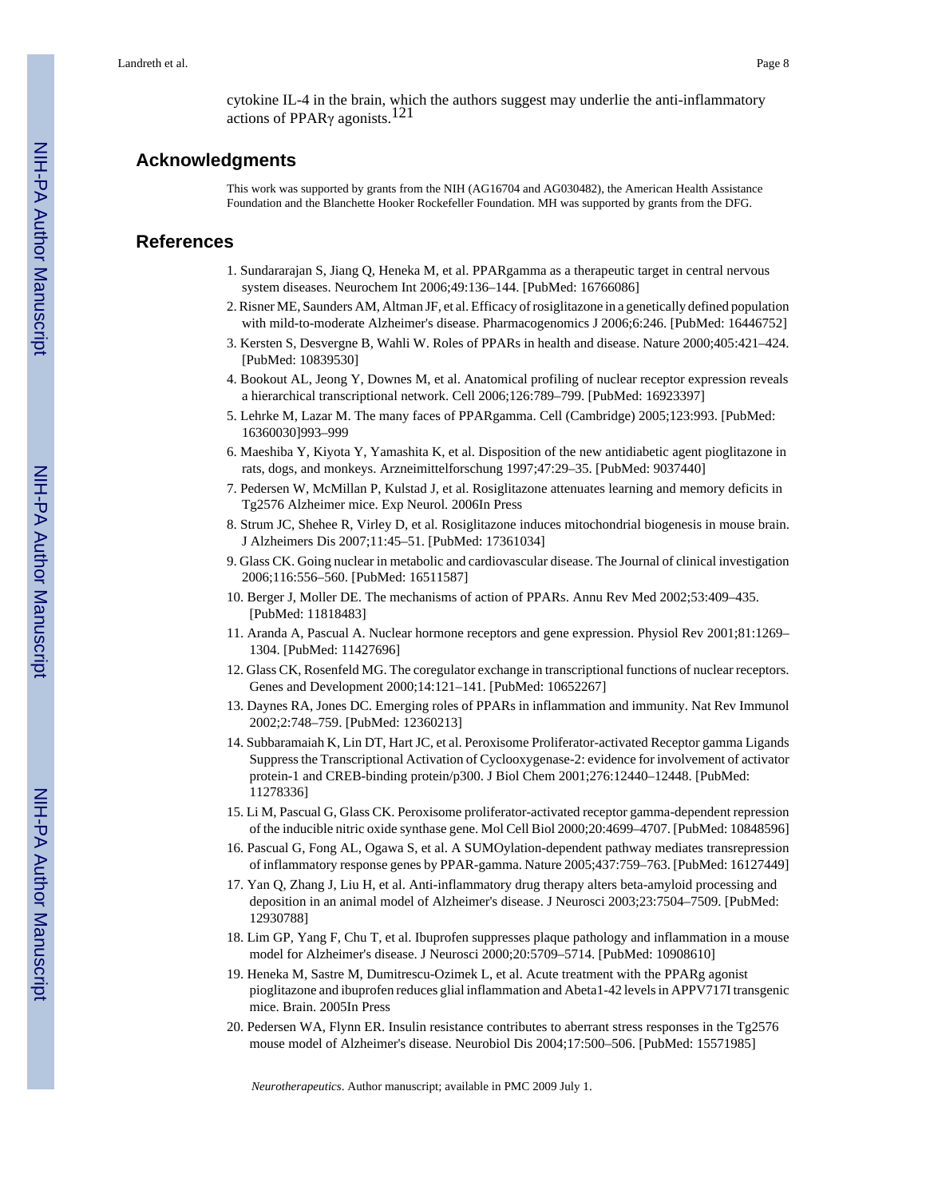cytokine IL-4 in the brain, which the authors suggest may underlie the anti-inflammatory actions of PPARγ agonists.[121]

## Acknowledgments

This work was supported by grants from the NIH (AG16704 and AG030482), the American Health Assistance Foundation and the Blanchette Hooker Rockefeller Foundation. MH was supported by grants from the DFG.

## References

1. Sundararajan S, Jiang Q, Heneka M, et al. PPARgamma as a therapeutic target in central nervous system diseases. Neurochem Int 2006;49:136–144. [PubMed: 16766086]
2. Risner ME, Saunders AM, Altman JF, et al. Efficacy of rosiglitazone in a genetically defined population with mild-to-moderate Alzheimer's disease. Pharmacogenomics J 2006;6:246. [PubMed: 16446752]
3. Kersten S, Desvergne B, Wahli W. Roles of PPARs in health and disease. Nature 2000;405:421–424. [PubMed: 10839530]
4. Bookout AL, Jeong Y, Downes M, et al. Anatomical profiling of nuclear receptor expression reveals a hierarchical transcriptional network. Cell 2006;126:789–799. [PubMed: 16923397]
5. Lehrke M, Lazar M. The many faces of PPARgamma. Cell (Cambridge) 2005;123:993. [PubMed: 16360030]993–999
6. Maeshiba Y, Kiyota Y, Yamashita K, et al. Disposition of the new antidiabetic agent pioglitazone in rats, dogs, and monkeys. Arzneimittelforschung 1997;47:29–35. [PubMed: 9037440]
7. Pedersen W, McMillan P, Kulstad J, et al. Rosiglitazone attenuates learning and memory deficits in Tg2576 Alzheimer mice. Exp Neurol. 2006In Press
8. Strum JC, Shehee R, Virley D, et al. Rosiglitazone induces mitochondrial biogenesis in mouse brain. J Alzheimers Dis 2007;11:45–51. [PubMed: 17361034]
9. Glass CK. Going nuclear in metabolic and cardiovascular disease. The Journal of clinical investigation 2006;116:556–560. [PubMed: 16511587]
10. Berger J, Moller DE. The mechanisms of action of PPARs. Annu Rev Med 2002;53:409–435. [PubMed: 11818483]
11. Aranda A, Pascual A. Nuclear hormone receptors and gene expression. Physiol Rev 2001;81:1269–1304. [PubMed: 11427696]
12. Glass CK, Rosenfeld MG. The coregulator exchange in transcriptional functions of nuclear receptors. Genes and Development 2000;14:121–141. [PubMed: 10652267]
13. Daynes RA, Jones DC. Emerging roles of PPARs in inflammation and immunity. Nat Rev Immunol 2002;2:748–759. [PubMed: 12360213]
14. Subbaramaiah K, Lin DT, Hart JC, et al. Peroxisome Proliferator-activated Receptor gamma Ligands Suppress the Transcriptional Activation of Cyclooxygenase-2: evidence for involvement of activator protein-1 and CREB-binding protein/p300. J Biol Chem 2001;276:12440–12448. [PubMed: 11278336]
15. Li M, Pascual G, Glass CK. Peroxisome proliferator-activated receptor gamma-dependent repression of the inducible nitric oxide synthase gene. Mol Cell Biol 2000;20:4699–4707. [PubMed: 10848596]
16. Pascual G, Fong AL, Ogawa S, et al. A SUMOylation-dependent pathway mediates transrepression of inflammatory response genes by PPAR-gamma. Nature 2005;437:759–763. [PubMed: 16127449]
17. Yan Q, Zhang J, Liu H, et al. Anti-inflammatory drug therapy alters beta-amyloid processing and deposition in an animal model of Alzheimer's disease. J Neurosci 2003;23:7504–7509. [PubMed: 12930788]
18. Lim GP, Yang F, Chu T, et al. Ibuprofen suppresses plaque pathology and inflammation in a mouse model for Alzheimer's disease. J Neurosci 2000;20:5709–5714. [PubMed: 10908610]
19. Heneka M, Sastre M, Dumitrescu-Ozimek L, et al. Acute treatment with the PPARg agonist pioglitazone and ibuprofen reduces glial inflammation and Abeta1-42 levels in APPV717I transgenic mice. Brain. 2005In Press
20. Pedersen WA, Flynn ER. Insulin resistance contributes to aberrant stress responses in the Tg2576 mouse model of Alzheimer's disease. Neurobiol Dis 2004;17:500–506. [PubMed: 15571985]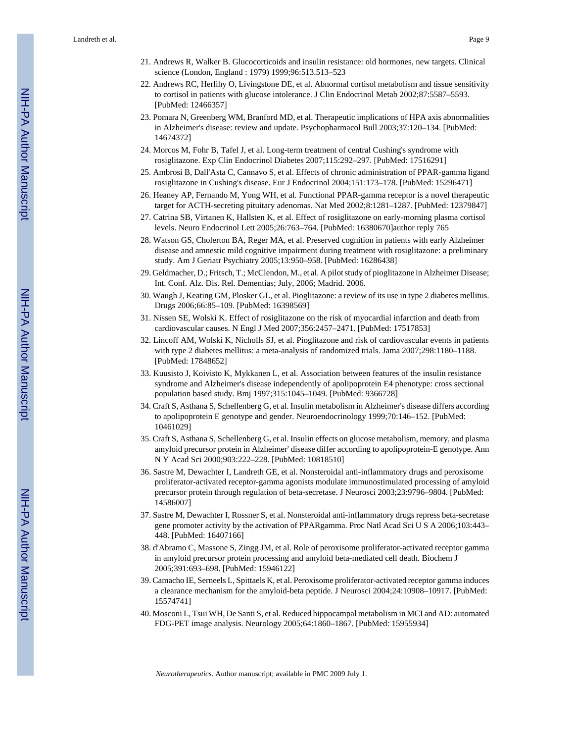21. Andrews R, Walker B. Glucocorticoids and insulin resistance: old hormones, new targets. Clinical science (London, England : 1979) 1999;96:513.513–523
22. Andrews RC, Herlihy O, Livingstone DE, et al. Abnormal cortisol metabolism and tissue sensitivity to cortisol in patients with glucose intolerance. J Clin Endocrinol Metab 2002;87:5587–5593. [PubMed: 12466357]
23. Pomara N, Greenberg WM, Branford MD, et al. Therapeutic implications of HPA axis abnormalities in Alzheimer's disease: review and update. Psychopharmacol Bull 2003;37:120–134. [PubMed: 14674372]
24. Morcos M, Fohr B, Tafel J, et al. Long-term treatment of central Cushing's syndrome with rosiglitazone. Exp Clin Endocrinol Diabetes 2007;115:292–297. [PubMed: 17516291]
25. Ambrosi B, Dall'Asta C, Cannavo S, et al. Effects of chronic administration of PPAR-gamma ligand rosiglitazone in Cushing's disease. Eur J Endocrinol 2004;151:173–178. [PubMed: 15296471]
26. Heaney AP, Fernando M, Yong WH, et al. Functional PPAR-gamma receptor is a novel therapeutic target for ACTH-secreting pituitary adenomas. Nat Med 2002;8:1281–1287. [PubMed: 12379847]
27. Catrina SB, Virtanen K, Hallsten K, et al. Effect of rosiglitazone on early-morning plasma cortisol levels. Neuro Endocrinol Lett 2005;26:763–764. [PubMed: 16380670]author reply 765
28. Watson GS, Cholerton BA, Reger MA, et al. Preserved cognition in patients with early Alzheimer disease and amnestic mild cognitive impairment during treatment with rosiglitazone: a preliminary study. Am J Geriatr Psychiatry 2005;13:950–958. [PubMed: 16286438]
29. Geldmacher, D.; Fritsch, T.; McClendon, M., et al. A pilot study of pioglitazone in Alzheimer Disease; Int. Conf. Alz. Dis. Rel. Dementias; July, 2006; Madrid. 2006.
30. Waugh J, Keating GM, Plosker GL, et al. Pioglitazone: a review of its use in type 2 diabetes mellitus. Drugs 2006;66:85–109. [PubMed: 16398569]
31. Nissen SE, Wolski K. Effect of rosiglitazone on the risk of myocardial infarction and death from cardiovascular causes. N Engl J Med 2007;356:2457–2471. [PubMed: 17517853]
32. Lincoff AM, Wolski K, Nicholls SJ, et al. Pioglitazone and risk of cardiovascular events in patients with type 2 diabetes mellitus: a meta-analysis of randomized trials. Jama 2007;298:1180–1188. [PubMed: 17848652]
33. Kuusisto J, Koivisto K, Mykkanen L, et al. Association between features of the insulin resistance syndrome and Alzheimer's disease independently of apolipoprotein E4 phenotype: cross sectional population based study. Bmj 1997;315:1045–1049. [PubMed: 9366728]
34. Craft S, Asthana S, Schellenberg G, et al. Insulin metabolism in Alzheimer's disease differs according to apolipoprotein E genotype and gender. Neuroendocrinology 1999;70:146–152. [PubMed: 10461029]
35. Craft S, Asthana S, Schellenberg G, et al. Insulin effects on glucose metabolism, memory, and plasma amyloid precursor protein in Alzheimer' disease differ according to apolipoprotein-E genotype. Ann N Y Acad Sci 2000;903:222–228. [PubMed: 10818510]
36. Sastre M, Dewachter I, Landreth GE, et al. Nonsteroidal anti-inflammatory drugs and peroxisome proliferator-activated receptor-gamma agonists modulate immunostimulated processing of amyloid precursor protein through regulation of beta-secretase. J Neurosci 2003;23:9796–9804. [PubMed: 14586007]
37. Sastre M, Dewachter I, Rossner S, et al. Nonsteroidal anti-inflammatory drugs repress beta-secretase gene promoter activity by the activation of PPARgamma. Proc Natl Acad Sci U S A 2006;103:443–448. [PubMed: 16407166]
38. d'Abramo C, Massone S, Zingg JM, et al. Role of peroxisome proliferator-activated receptor gamma in amyloid precursor protein processing and amyloid beta-mediated cell death. Biochem J 2005;391:693–698. [PubMed: 15946122]
39. Camacho IE, Serneels L, Spittaels K, et al. Peroxisome proliferator-activated receptor gamma induces a clearance mechanism for the amyloid-beta peptide. J Neurosci 2004;24:10908–10917. [PubMed: 15574741]
40. Mosconi L, Tsui WH, De Santi S, et al. Reduced hippocampal metabolism in MCI and AD: automated FDG-PET image analysis. Neurology 2005;64:1860–1867. [PubMed: 15955934]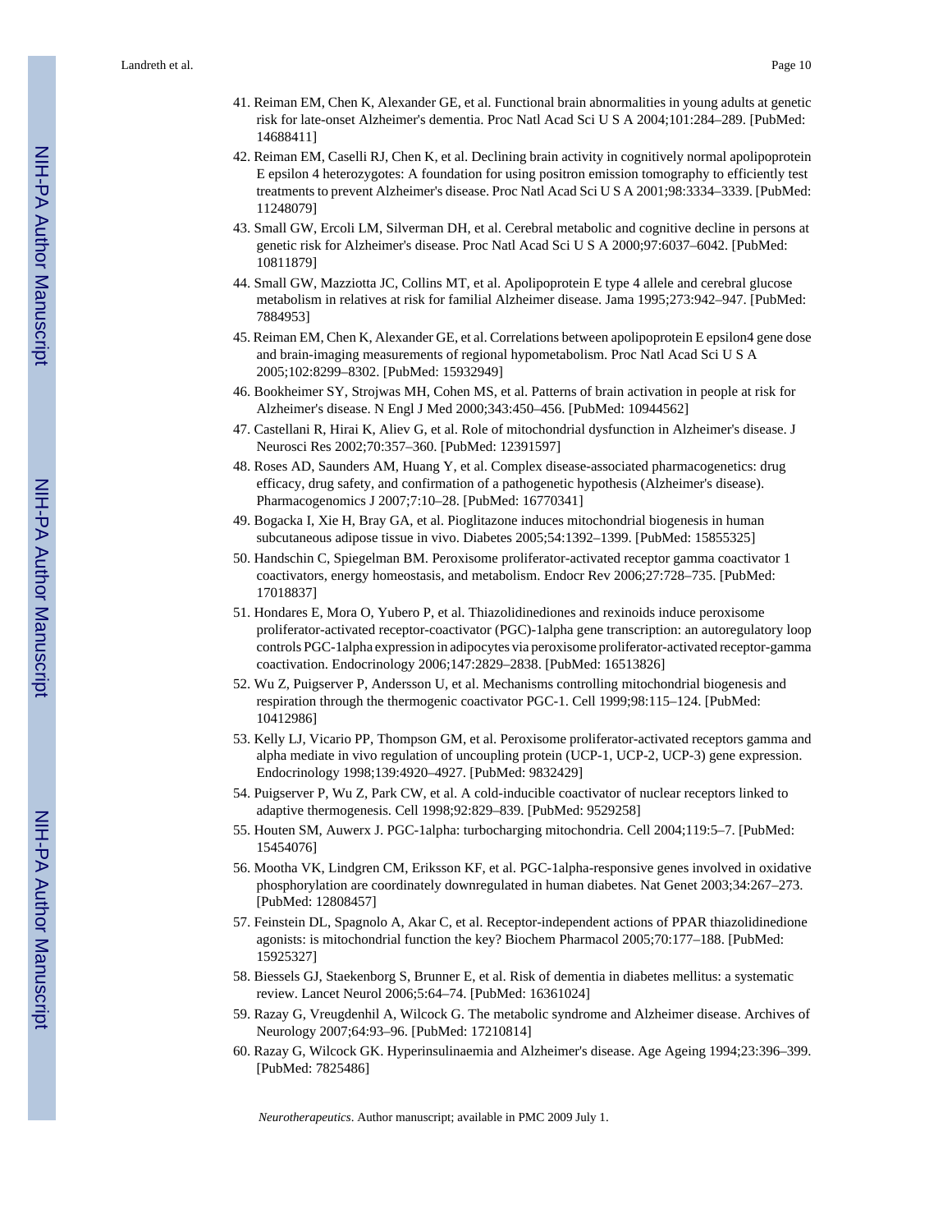41. Reiman EM, Chen K, Alexander GE, et al. Functional brain abnormalities in young adults at genetic risk for late-onset Alzheimer's dementia. Proc Natl Acad Sci U S A 2004;101:284–289. [PubMed: 14688411]
42. Reiman EM, Caselli RJ, Chen K, et al. Declining brain activity in cognitively normal apolipoprotein E epsilon 4 heterozygotes: A foundation for using positron emission tomography to efficiently test treatments to prevent Alzheimer's disease. Proc Natl Acad Sci U S A 2001;98:3334–3339. [PubMed: 11248079]
43. Small GW, Ercoli LM, Silverman DH, et al. Cerebral metabolic and cognitive decline in persons at genetic risk for Alzheimer's disease. Proc Natl Acad Sci U S A 2000;97:6037–6042. [PubMed: 10811879]
44. Small GW, Mazziotta JC, Collins MT, et al. Apolipoprotein E type 4 allele and cerebral glucose metabolism in relatives at risk for familial Alzheimer disease. Jama 1995;273:942–947. [PubMed: 7884953]
45. Reiman EM, Chen K, Alexander GE, et al. Correlations between apolipoprotein E epsilon4 gene dose and brain-imaging measurements of regional hypometabolism. Proc Natl Acad Sci U S A 2005;102:8299–8302. [PubMed: 15932949]
46. Bookheimer SY, Strojwas MH, Cohen MS, et al. Patterns of brain activation in people at risk for Alzheimer's disease. N Engl J Med 2000;343:450–456. [PubMed: 10944562]
47. Castellani R, Hirai K, Aliev G, et al. Role of mitochondrial dysfunction in Alzheimer's disease. J Neurosci Res 2002;70:357–360. [PubMed: 12391597]
48. Roses AD, Saunders AM, Huang Y, et al. Complex disease-associated pharmacogenetics: drug efficacy, drug safety, and confirmation of a pathogenetic hypothesis (Alzheimer's disease). Pharmacogenomics J 2007;7:10–28. [PubMed: 16770341]
49. Bogacka I, Xie H, Bray GA, et al. Pioglitazone induces mitochondrial biogenesis in human subcutaneous adipose tissue in vivo. Diabetes 2005;54:1392–1399. [PubMed: 15855325]
50. Handschin C, Spiegelman BM. Peroxisome proliferator-activated receptor gamma coactivator 1 coactivators, energy homeostasis, and metabolism. Endocr Rev 2006;27:728–735. [PubMed: 17018837]
51. Hondares E, Mora O, Yubero P, et al. Thiazolidinediones and rexinoids induce peroxisome proliferator-activated receptor-coactivator (PGC)-1alpha gene transcription: an autoregulatory loop controls PGC-1alpha expression in adipocytes via peroxisome proliferator-activated receptor-gamma coactivation. Endocrinology 2006;147:2829–2838. [PubMed: 16513826]
52. Wu Z, Puigserver P, Andersson U, et al. Mechanisms controlling mitochondrial biogenesis and respiration through the thermogenic coactivator PGC-1. Cell 1999;98:115–124. [PubMed: 10412986]
53. Kelly LJ, Vicario PP, Thompson GM, et al. Peroxisome proliferator-activated receptors gamma and alpha mediate in vivo regulation of uncoupling protein (UCP-1, UCP-2, UCP-3) gene expression. Endocrinology 1998;139:4920–4927. [PubMed: 9832429]
54. Puigserver P, Wu Z, Park CW, et al. A cold-inducible coactivator of nuclear receptors linked to adaptive thermogenesis. Cell 1998;92:829–839. [PubMed: 9529258]
55. Houten SM, Auwerx J. PGC-1alpha: turbocharging mitochondria. Cell 2004;119:5–7. [PubMed: 15454076]
56. Mootha VK, Lindgren CM, Eriksson KF, et al. PGC-1alpha-responsive genes involved in oxidative phosphorylation are coordinately downregulated in human diabetes. Nat Genet 2003;34:267–273. [PubMed: 12808457]
57. Feinstein DL, Spagnolo A, Akar C, et al. Receptor-independent actions of PPAR thiazolidinedione agonists: is mitochondrial function the key? Biochem Pharmacol 2005;70:177–188. [PubMed: 15925327]
58. Biessels GJ, Staekenborg S, Brunner E, et al. Risk of dementia in diabetes mellitus: a systematic review. Lancet Neurol 2006;5:64–74. [PubMed: 16361024]
59. Razay G, Vreugdenhil A, Wilcock G. The metabolic syndrome and Alzheimer disease. Archives of Neurology 2007;64:93–96. [PubMed: 17210814]
60. Razay G, Wilcock GK. Hyperinsulinaemia and Alzheimer's disease. Age Ageing 1994;23:396–399. [PubMed: 7825486]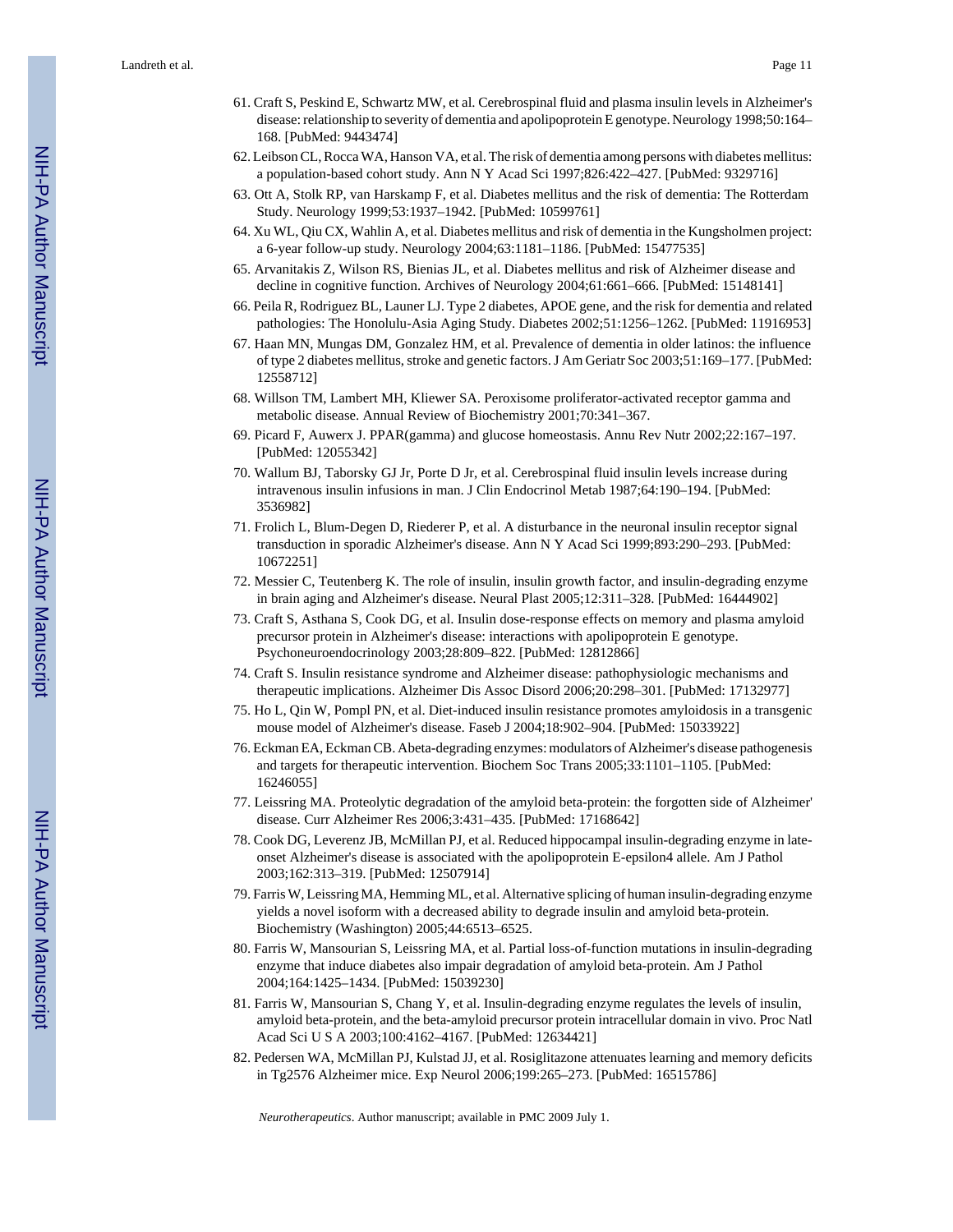61. Craft S, Peskind E, Schwartz MW, et al. Cerebrospinal fluid and plasma insulin levels in Alzheimer's disease: relationship to severity of dementia and apolipoprotein E genotype. Neurology 1998;50:164–168. [PubMed: 9443474]
62. Leibson CL, Rocca WA, Hanson VA, et al. The risk of dementia among persons with diabetes mellitus: a population-based cohort study. Ann N Y Acad Sci 1997;826:422–427. [PubMed: 9329716]
63. Ott A, Stolk RP, van Harskamp F, et al. Diabetes mellitus and the risk of dementia: The Rotterdam Study. Neurology 1999;53:1937–1942. [PubMed: 10599761]
64. Xu WL, Qiu CX, Wahlin A, et al. Diabetes mellitus and risk of dementia in the Kungsholmen project: a 6-year follow-up study. Neurology 2004;63:1181–1186. [PubMed: 15477535]
65. Arvanitakis Z, Wilson RS, Bienias JL, et al. Diabetes mellitus and risk of Alzheimer disease and decline in cognitive function. Archives of Neurology 2004;61:661–666. [PubMed: 15148141]
66. Peila R, Rodriguez BL, Launer LJ. Type 2 diabetes, APOE gene, and the risk for dementia and related pathologies: The Honolulu-Asia Aging Study. Diabetes 2002;51:1256–1262. [PubMed: 11916953]
67. Haan MN, Mungas DM, Gonzalez HM, et al. Prevalence of dementia in older latinos: the influence of type 2 diabetes mellitus, stroke and genetic factors. J Am Geriatr Soc 2003;51:169–177. [PubMed: 12558712]
68. Willson TM, Lambert MH, Kliewer SA. Peroxisome proliferator-activated receptor gamma and metabolic disease. Annual Review of Biochemistry 2001;70:341–367.
69. Picard F, Auwerx J. PPAR(gamma) and glucose homeostasis. Annu Rev Nutr 2002;22:167–197. [PubMed: 12055342]
70. Wallum BJ, Taborsky GJ Jr, Porte D Jr, et al. Cerebrospinal fluid insulin levels increase during intravenous insulin infusions in man. J Clin Endocrinol Metab 1987;64:190–194. [PubMed: 3536982]
71. Frolich L, Blum-Degen D, Riederer P, et al. A disturbance in the neuronal insulin receptor signal transduction in sporadic Alzheimer's disease. Ann N Y Acad Sci 1999;893:290–293. [PubMed: 10672251]
72. Messier C, Teutenberg K. The role of insulin, insulin growth factor, and insulin-degrading enzyme in brain aging and Alzheimer's disease. Neural Plast 2005;12:311–328. [PubMed: 16444902]
73. Craft S, Asthana S, Cook DG, et al. Insulin dose-response effects on memory and plasma amyloid precursor protein in Alzheimer's disease: interactions with apolipoprotein E genotype. Psychoneuroendocrinology 2003;28:809–822. [PubMed: 12812866]
74. Craft S. Insulin resistance syndrome and Alzheimer disease: pathophysiologic mechanisms and therapeutic implications. Alzheimer Dis Assoc Disord 2006;20:298–301. [PubMed: 17132977]
75. Ho L, Qin W, Pompl PN, et al. Diet-induced insulin resistance promotes amyloidosis in a transgenic mouse model of Alzheimer's disease. Faseb J 2004;18:902–904. [PubMed: 15033922]
76. Eckman EA, Eckman CB. Abeta-degrading enzymes: modulators of Alzheimer's disease pathogenesis and targets for therapeutic intervention. Biochem Soc Trans 2005;33:1101–1105. [PubMed: 16246055]
77. Leissring MA. Proteolytic degradation of the amyloid beta-protein: the forgotten side of Alzheimer' disease. Curr Alzheimer Res 2006;3:431–435. [PubMed: 17168642]
78. Cook DG, Leverenz JB, McMillan PJ, et al. Reduced hippocampal insulin-degrading enzyme in late-onset Alzheimer's disease is associated with the apolipoprotein E-epsilon4 allele. Am J Pathol 2003;162:313–319. [PubMed: 12507914]
79. Farris W, Leissring MA, Hemming ML, et al. Alternative splicing of human insulin-degrading enzyme yields a novel isoform with a decreased ability to degrade insulin and amyloid beta-protein. Biochemistry (Washington) 2005;44:6513–6525.
80. Farris W, Mansourian S, Leissring MA, et al. Partial loss-of-function mutations in insulin-degrading enzyme that induce diabetes also impair degradation of amyloid beta-protein. Am J Pathol 2004;164:1425–1434. [PubMed: 15039230]
81. Farris W, Mansourian S, Chang Y, et al. Insulin-degrading enzyme regulates the levels of insulin, amyloid beta-protein, and the beta-amyloid precursor protein intracellular domain in vivo. Proc Natl Acad Sci U S A 2003;100:4162–4167. [PubMed: 12634421]
82. Pedersen WA, McMillan PJ, Kulstad JJ, et al. Rosiglitazone attenuates learning and memory deficits in Tg2576 Alzheimer mice. Exp Neurol 2006;199:265–273. [PubMed: 16515786]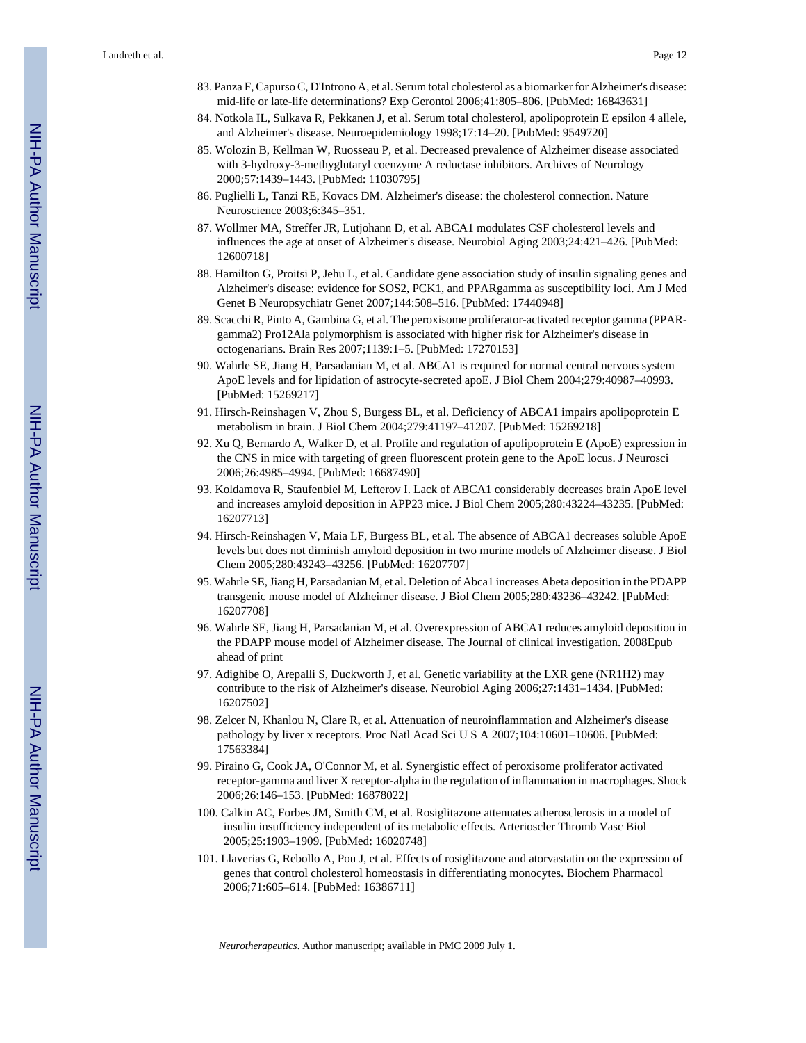83. Panza F, Capurso C, D'Introno A, et al. Serum total cholesterol as a biomarker for Alzheimer's disease: mid-life or late-life determinations? Exp Gerontol 2006;41:805–806. [PubMed: 16843631]
84. Notkola IL, Sulkava R, Pekkanen J, et al. Serum total cholesterol, apolipoprotein E epsilon 4 allele, and Alzheimer's disease. Neuroepidemiology 1998;17:14–20. [PubMed: 9549720]
85. Wolozin B, Kellman W, Ruosseau P, et al. Decreased prevalence of Alzheimer disease associated with 3-hydroxy-3-methyglutaryl coenzyme A reductase inhibitors. Archives of Neurology 2000;57:1439–1443. [PubMed: 11030795]
86. Puglielli L, Tanzi RE, Kovacs DM. Alzheimer's disease: the cholesterol connection. Nature Neuroscience 2003;6:345–351.
87. Wollmer MA, Streffer JR, Lutjohann D, et al. ABCA1 modulates CSF cholesterol levels and influences the age at onset of Alzheimer's disease. Neurobiol Aging 2003;24:421–426. [PubMed: 12600718]
88. Hamilton G, Proitsi P, Jehu L, et al. Candidate gene association study of insulin signaling genes and Alzheimer's disease: evidence for SOS2, PCK1, and PPARgamma as susceptibility loci. Am J Med Genet B Neuropsychiatr Genet 2007;144:508–516. [PubMed: 17440948]
89. Scacchi R, Pinto A, Gambina G, et al. The peroxisome proliferator-activated receptor gamma (PPAR-gamma2) Pro12Ala polymorphism is associated with higher risk for Alzheimer's disease in octogenarians. Brain Res 2007;1139:1–5. [PubMed: 17270153]
90. Wahrle SE, Jiang H, Parsadanian M, et al. ABCA1 is required for normal central nervous system ApoE levels and for lipidation of astrocyte-secreted apoE. J Biol Chem 2004;279:40987–40993. [PubMed: 15269217]
91. Hirsch-Reinshagen V, Zhou S, Burgess BL, et al. Deficiency of ABCA1 impairs apolipoprotein E metabolism in brain. J Biol Chem 2004;279:41197–41207. [PubMed: 15269218]
92. Xu Q, Bernardo A, Walker D, et al. Profile and regulation of apolipoprotein E (ApoE) expression in the CNS in mice with targeting of green fluorescent protein gene to the ApoE locus. J Neurosci 2006;26:4985–4994. [PubMed: 16687490]
93. Koldamova R, Staufenbiel M, Lefterov I. Lack of ABCA1 considerably decreases brain ApoE level and increases amyloid deposition in APP23 mice. J Biol Chem 2005;280:43224–43235. [PubMed: 16207713]
94. Hirsch-Reinshagen V, Maia LF, Burgess BL, et al. The absence of ABCA1 decreases soluble ApoE levels but does not diminish amyloid deposition in two murine models of Alzheimer disease. J Biol Chem 2005;280:43243–43256. [PubMed: 16207707]
95. Wahrle SE, Jiang H, Parsadanian M, et al. Deletion of Abca1 increases Abeta deposition in the PDAPP transgenic mouse model of Alzheimer disease. J Biol Chem 2005;280:43236–43242. [PubMed: 16207708]
96. Wahrle SE, Jiang H, Parsadanian M, et al. Overexpression of ABCA1 reduces amyloid deposition in the PDAPP mouse model of Alzheimer disease. The Journal of clinical investigation. 2008Epub ahead of print
97. Adighibe O, Arepalli S, Duckworth J, et al. Genetic variability at the LXR gene (NR1H2) may contribute to the risk of Alzheimer's disease. Neurobiol Aging 2006;27:1431–1434. [PubMed: 16207502]
98. Zelcer N, Khanlou N, Clare R, et al. Attenuation of neuroinflammation and Alzheimer's disease pathology by liver x receptors. Proc Natl Acad Sci U S A 2007;104:10601–10606. [PubMed: 17563384]
99. Piraino G, Cook JA, O'Connor M, et al. Synergistic effect of peroxisome proliferator activated receptor-gamma and liver X receptor-alpha in the regulation of inflammation in macrophages. Shock 2006;26:146–153. [PubMed: 16878022]
100. Calkin AC, Forbes JM, Smith CM, et al. Rosiglitazone attenuates atherosclerosis in a model of insulin insufficiency independent of its metabolic effects. Arterioscler Thromb Vasc Biol 2005;25:1903–1909. [PubMed: 16020748]
101. Llaverias G, Rebollo A, Pou J, et al. Effects of rosiglitazone and atorvastatin on the expression of genes that control cholesterol homeostasis in differentiating monocytes. Biochem Pharmacol 2006;71:605–614. [PubMed: 16386711]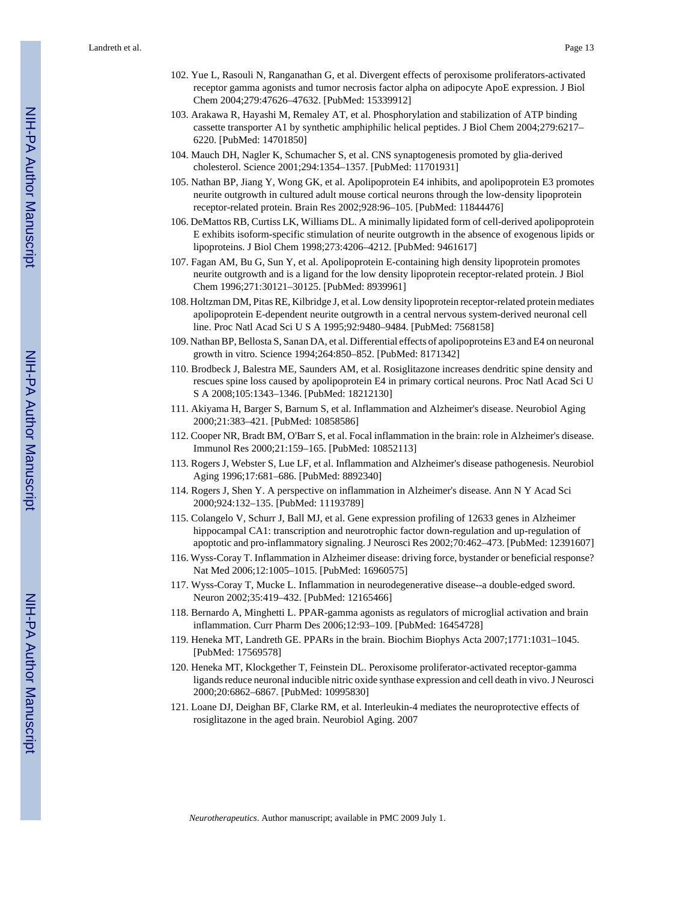102. Yue L, Rasouli N, Ranganathan G, et al. Divergent effects of peroxisome proliferators-activated receptor gamma agonists and tumor necrosis factor alpha on adipocyte ApoE expression. J Biol Chem 2004;279:47626–47632. [PubMed: 15339912]
103. Arakawa R, Hayashi M, Remaley AT, et al. Phosphorylation and stabilization of ATP binding cassette transporter A1 by synthetic amphiphilic helical peptides. J Biol Chem 2004;279:6217–6220. [PubMed: 14701850]
104. Mauch DH, Nagler K, Schumacher S, et al. CNS synaptogenesis promoted by glia-derived cholesterol. Science 2001;294:1354–1357. [PubMed: 11701931]
105. Nathan BP, Jiang Y, Wong GK, et al. Apolipoprotein E4 inhibits, and apolipoprotein E3 promotes neurite outgrowth in cultured adult mouse cortical neurons through the low-density lipoprotein receptor-related protein. Brain Res 2002;928:96–105. [PubMed: 11844476]
106. DeMattos RB, Curtiss LK, Williams DL. A minimally lipidated form of cell-derived apolipoprotein E exhibits isoform-specific stimulation of neurite outgrowth in the absence of exogenous lipids or lipoproteins. J Biol Chem 1998;273:4206–4212. [PubMed: 9461617]
107. Fagan AM, Bu G, Sun Y, et al. Apolipoprotein E-containing high density lipoprotein promotes neurite outgrowth and is a ligand for the low density lipoprotein receptor-related protein. J Biol Chem 1996;271:30121–30125. [PubMed: 8939961]
108. Holtzman DM, Pitas RE, Kilbridge J, et al. Low density lipoprotein receptor-related protein mediates apolipoprotein E-dependent neurite outgrowth in a central nervous system-derived neuronal cell line. Proc Natl Acad Sci U S A 1995;92:9480–9484. [PubMed: 7568158]
109. Nathan BP, Bellosta S, Sanan DA, et al. Differential effects of apolipoproteins E3 and E4 on neuronal growth in vitro. Science 1994;264:850–852. [PubMed: 8171342]
110. Brodbeck J, Balestra ME, Saunders AM, et al. Rosiglitazone increases dendritic spine density and rescues spine loss caused by apolipoprotein E4 in primary cortical neurons. Proc Natl Acad Sci U S A 2008;105:1343–1346. [PubMed: 18212130]
111. Akiyama H, Barger S, Barnum S, et al. Inflammation and Alzheimer's disease. Neurobiol Aging 2000;21:383–421. [PubMed: 10858586]
112. Cooper NR, Bradt BM, O'Barr S, et al. Focal inflammation in the brain: role in Alzheimer's disease. Immunol Res 2000;21:159–165. [PubMed: 10852113]
113. Rogers J, Webster S, Lue LF, et al. Inflammation and Alzheimer's disease pathogenesis. Neurobiol Aging 1996;17:681–686. [PubMed: 8892340]
114. Rogers J, Shen Y. A perspective on inflammation in Alzheimer's disease. Ann N Y Acad Sci 2000;924:132–135. [PubMed: 11193789]
115. Colangelo V, Schurr J, Ball MJ, et al. Gene expression profiling of 12633 genes in Alzheimer hippocampal CA1: transcription and neurotrophic factor down-regulation and up-regulation of apoptotic and pro-inflammatory signaling. J Neurosci Res 2002;70:462–473. [PubMed: 12391607]
116. Wyss-Coray T. Inflammation in Alzheimer disease: driving force, bystander or beneficial response? Nat Med 2006;12:1005–1015. [PubMed: 16960575]
117. Wyss-Coray T, Mucke L. Inflammation in neurodegenerative disease--a double-edged sword. Neuron 2002;35:419–432. [PubMed: 12165466]
118. Bernardo A, Minghetti L. PPAR-gamma agonists as regulators of microglial activation and brain inflammation. Curr Pharm Des 2006;12:93–109. [PubMed: 16454728]
119. Heneka MT, Landreth GE. PPARs in the brain. Biochim Biophys Acta 2007;1771:1031–1045. [PubMed: 17569578]
120. Heneka MT, Klockgether T, Feinstein DL. Peroxisome proliferator-activated receptor-gamma ligands reduce neuronal inducible nitric oxide synthase expression and cell death in vivo. J Neurosci 2000;20:6862–6867. [PubMed: 10995830]
121. Loane DJ, Deighan BF, Clarke RM, et al. Interleukin-4 mediates the neuroprotective effects of rosiglitazone in the aged brain. Neurobiol Aging. 2007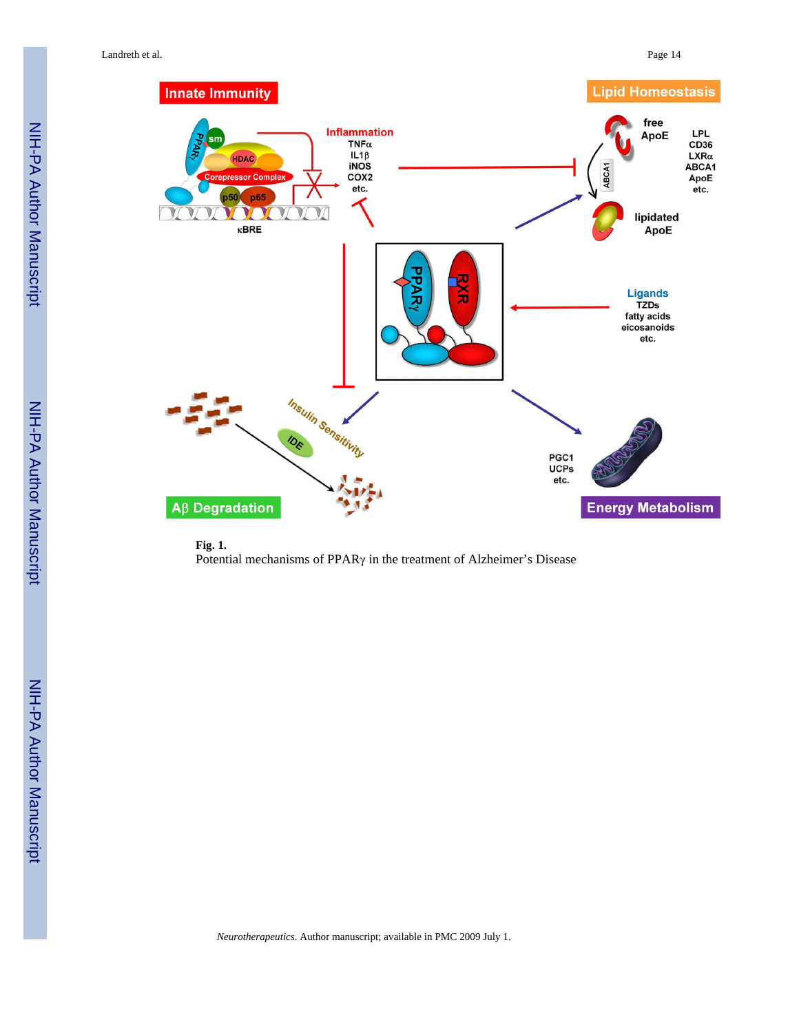Innate Immunity

PPARγ
sm
HDAC
Corepressor Complex
p50
p65
κBRE

Inflammation
TNFα
IL1β
iNOS
COX2
etc.

Lipid Homeostasis

free ApoE
ABCA1
lipidated ApoE
LPL
CD36
LXRα
ABCA1
ApoE
etc.

PPARγ
RXR

Ligands
TZDs
fatty acids
eicosanoids
etc.

Insulin Sensitivity
IDE

Aβ Degradation

PGC1
UCPs
etc.

Energy Metabolism

**Fig. 1.**
Potential mechanisms of PPARγ in the treatment of Alzheimer's Disease